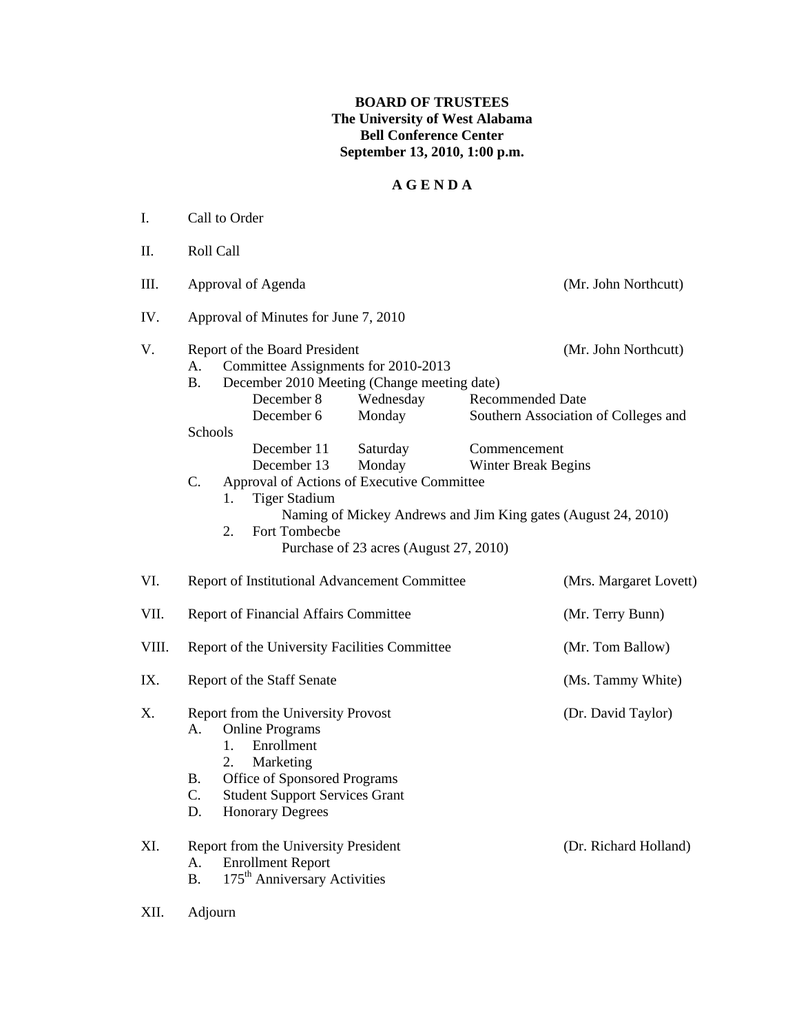**BOARD OF TRUSTEES**
**The University of West Alabama**
**Bell Conference Center**
**September 13, 2010, 1:00 p.m.**

**A G E N D A**

I. Call to Order

II. Roll Call

III. Approval of Agenda (Mr. John Northcutt)

IV. Approval of Minutes for June 7, 2010

V. Report of the Board President (Mr. John Northcutt)
   - A. Committee Assignments for 2010-2013
   - B. December 2010 Meeting (Change meeting date)

| | | |
|---|---|---|
| December 8 | Wednesday | Recommended Date |
| December 6 | Monday | Southern Association of Colleges and Schools |
| December 11 | Saturday | Commencement |
| December 13 | Monday | Winter Break Begins |

   - C. Approval of Actions of Executive Committee
     1. Tiger Stadium
        Naming of Mickey Andrews and Jim King gates (August 24, 2010)
     2. Fort Tombecbe
        Purchase of 23 acres (August 27, 2010)

VI. Report of Institutional Advancement Committee (Mrs. Margaret Lovett)

VII. Report of Financial Affairs Committee (Mr. Terry Bunn)

VIII. Report of the University Facilities Committee (Mr. Tom Ballow)

IX. Report of the Staff Senate (Ms. Tammy White)

X. Report from the University Provost (Dr. David Taylor)
   - A. Online Programs
     1. Enrollment
     2. Marketing
   - B. Office of Sponsored Programs
   - C. Student Support Services Grant
   - D. Honorary Degrees

XI. Report from the University President (Dr. Richard Holland)
   - A. Enrollment Report
   - B. 175th Anniversary Activities

XII. Adjourn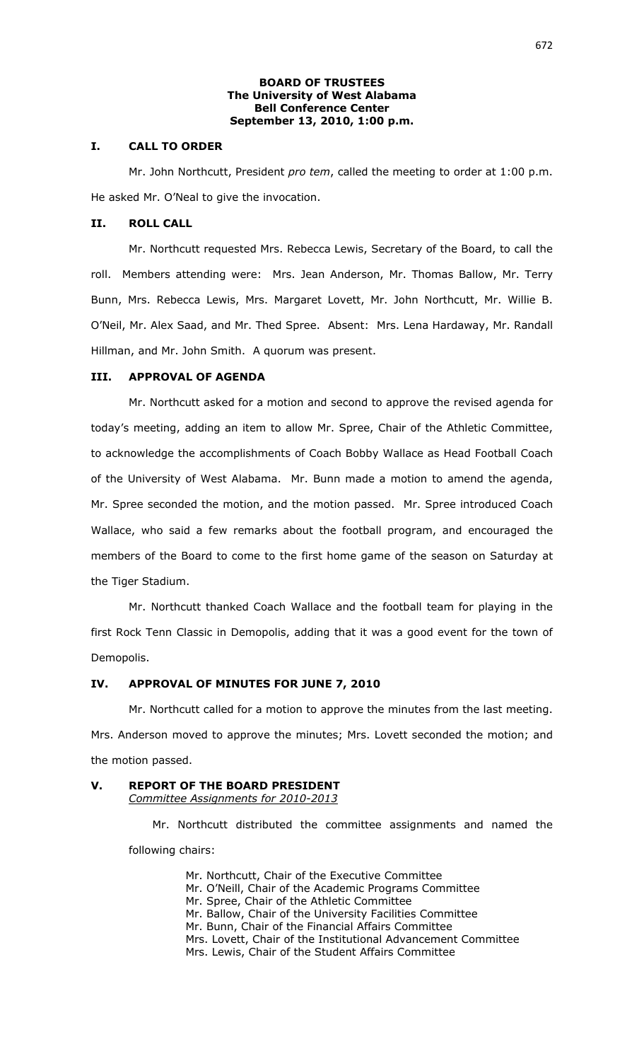**BOARD OF TRUSTEES**
**The University of West Alabama**
**Bell Conference Center**
**September 13, 2010, 1:00 p.m.**

## I. CALL TO ORDER

Mr. John Northcutt, President *pro tem*, called the meeting to order at 1:00 p.m. He asked Mr. O'Neal to give the invocation.

## II. ROLL CALL

Mr. Northcutt requested Mrs. Rebecca Lewis, Secretary of the Board, to call the roll. Members attending were: Mrs. Jean Anderson, Mr. Thomas Ballow, Mr. Terry Bunn, Mrs. Rebecca Lewis, Mrs. Margaret Lovett, Mr. John Northcutt, Mr. Willie B. O'Neil, Mr. Alex Saad, and Mr. Thed Spree. Absent: Mrs. Lena Hardaway, Mr. Randall Hillman, and Mr. John Smith. A quorum was present.

## III. APPROVAL OF AGENDA

Mr. Northcutt asked for a motion and second to approve the revised agenda for today's meeting, adding an item to allow Mr. Spree, Chair of the Athletic Committee, to acknowledge the accomplishments of Coach Bobby Wallace as Head Football Coach of the University of West Alabama. Mr. Bunn made a motion to amend the agenda, Mr. Spree seconded the motion, and the motion passed. Mr. Spree introduced Coach Wallace, who said a few remarks about the football program, and encouraged the members of the Board to come to the first home game of the season on Saturday at the Tiger Stadium.

Mr. Northcutt thanked Coach Wallace and the football team for playing in the first Rock Tenn Classic in Demopolis, adding that it was a good event for the town of Demopolis.

## IV. APPROVAL OF MINUTES FOR JUNE 7, 2010

Mr. Northcutt called for a motion to approve the minutes from the last meeting. Mrs. Anderson moved to approve the minutes; Mrs. Lovett seconded the motion; and the motion passed.

## V. REPORT OF THE BOARD PRESIDENT

*Committee Assignments for 2010-2013*

Mr. Northcutt distributed the committee assignments and named the following chairs:

Mr. Northcutt, Chair of the Executive Committee
Mr. O'Neill, Chair of the Academic Programs Committee
Mr. Spree, Chair of the Athletic Committee
Mr. Ballow, Chair of the University Facilities Committee
Mr. Bunn, Chair of the Financial Affairs Committee
Mrs. Lovett, Chair of the Institutional Advancement Committee
Mrs. Lewis, Chair of the Student Affairs Committee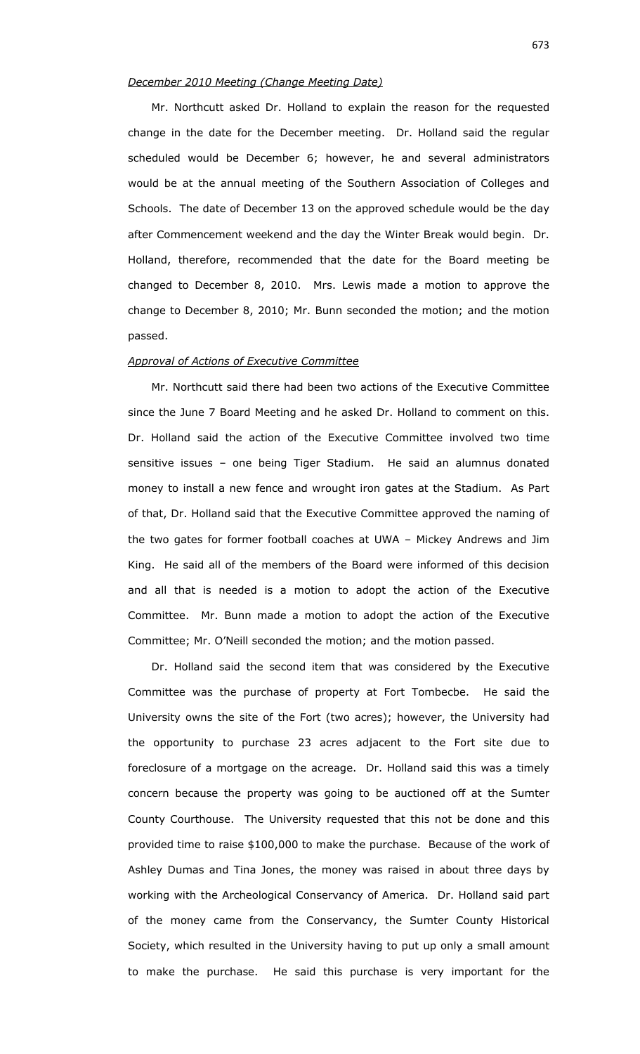*December 2010 Meeting (Change Meeting Date)*

Mr. Northcutt asked Dr. Holland to explain the reason for the requested change in the date for the December meeting. Dr. Holland said the regular scheduled would be December 6; however, he and several administrators would be at the annual meeting of the Southern Association of Colleges and Schools. The date of December 13 on the approved schedule would be the day after Commencement weekend and the day the Winter Break would begin. Dr. Holland, therefore, recommended that the date for the Board meeting be changed to December 8, 2010. Mrs. Lewis made a motion to approve the change to December 8, 2010; Mr. Bunn seconded the motion; and the motion passed.

*Approval of Actions of Executive Committee*

Mr. Northcutt said there had been two actions of the Executive Committee since the June 7 Board Meeting and he asked Dr. Holland to comment on this. Dr. Holland said the action of the Executive Committee involved two time sensitive issues – one being Tiger Stadium. He said an alumnus donated money to install a new fence and wrought iron gates at the Stadium. As Part of that, Dr. Holland said that the Executive Committee approved the naming of the two gates for former football coaches at UWA – Mickey Andrews and Jim King. He said all of the members of the Board were informed of this decision and all that is needed is a motion to adopt the action of the Executive Committee. Mr. Bunn made a motion to adopt the action of the Executive Committee; Mr. O'Neill seconded the motion; and the motion passed.

Dr. Holland said the second item that was considered by the Executive Committee was the purchase of property at Fort Tombecbe. He said the University owns the site of the Fort (two acres); however, the University had the opportunity to purchase 23 acres adjacent to the Fort site due to foreclosure of a mortgage on the acreage. Dr. Holland said this was a timely concern because the property was going to be auctioned off at the Sumter County Courthouse. The University requested that this not be done and this provided time to raise $100,000 to make the purchase. Because of the work of Ashley Dumas and Tina Jones, the money was raised in about three days by working with the Archeological Conservancy of America. Dr. Holland said part of the money came from the Conservancy, the Sumter County Historical Society, which resulted in the University having to put up only a small amount to make the purchase. He said this purchase is very important for the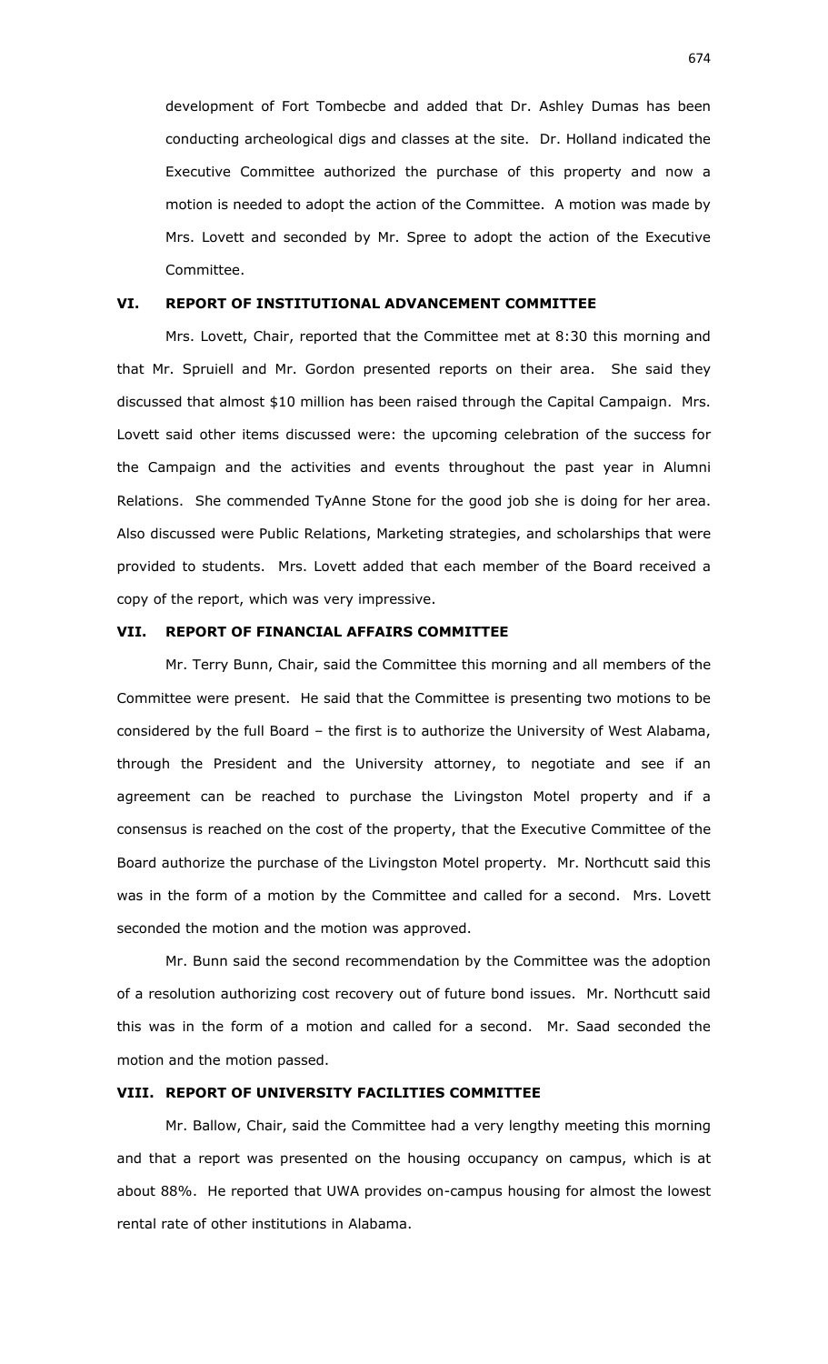development of Fort Tombecbe and added that Dr. Ashley Dumas has been conducting archeological digs and classes at the site. Dr. Holland indicated the Executive Committee authorized the purchase of this property and now a motion is needed to adopt the action of the Committee. A motion was made by Mrs. Lovett and seconded by Mr. Spree to adopt the action of the Executive Committee.

## VI. REPORT OF INSTITUTIONAL ADVANCEMENT COMMITTEE

Mrs. Lovett, Chair, reported that the Committee met at 8:30 this morning and that Mr. Spruiell and Mr. Gordon presented reports on their area. She said they discussed that almost $10 million has been raised through the Capital Campaign. Mrs. Lovett said other items discussed were: the upcoming celebration of the success for the Campaign and the activities and events throughout the past year in Alumni Relations. She commended TyAnne Stone for the good job she is doing for her area. Also discussed were Public Relations, Marketing strategies, and scholarships that were provided to students. Mrs. Lovett added that each member of the Board received a copy of the report, which was very impressive.

## VII. REPORT OF FINANCIAL AFFAIRS COMMITTEE

Mr. Terry Bunn, Chair, said the Committee this morning and all members of the Committee were present. He said that the Committee is presenting two motions to be considered by the full Board – the first is to authorize the University of West Alabama, through the President and the University attorney, to negotiate and see if an agreement can be reached to purchase the Livingston Motel property and if a consensus is reached on the cost of the property, that the Executive Committee of the Board authorize the purchase of the Livingston Motel property. Mr. Northcutt said this was in the form of a motion by the Committee and called for a second. Mrs. Lovett seconded the motion and the motion was approved.

Mr. Bunn said the second recommendation by the Committee was the adoption of a resolution authorizing cost recovery out of future bond issues. Mr. Northcutt said this was in the form of a motion and called for a second. Mr. Saad seconded the motion and the motion passed.

## VIII. REPORT OF UNIVERSITY FACILITIES COMMITTEE

Mr. Ballow, Chair, said the Committee had a very lengthy meeting this morning and that a report was presented on the housing occupancy on campus, which is at about 88%. He reported that UWA provides on-campus housing for almost the lowest rental rate of other institutions in Alabama.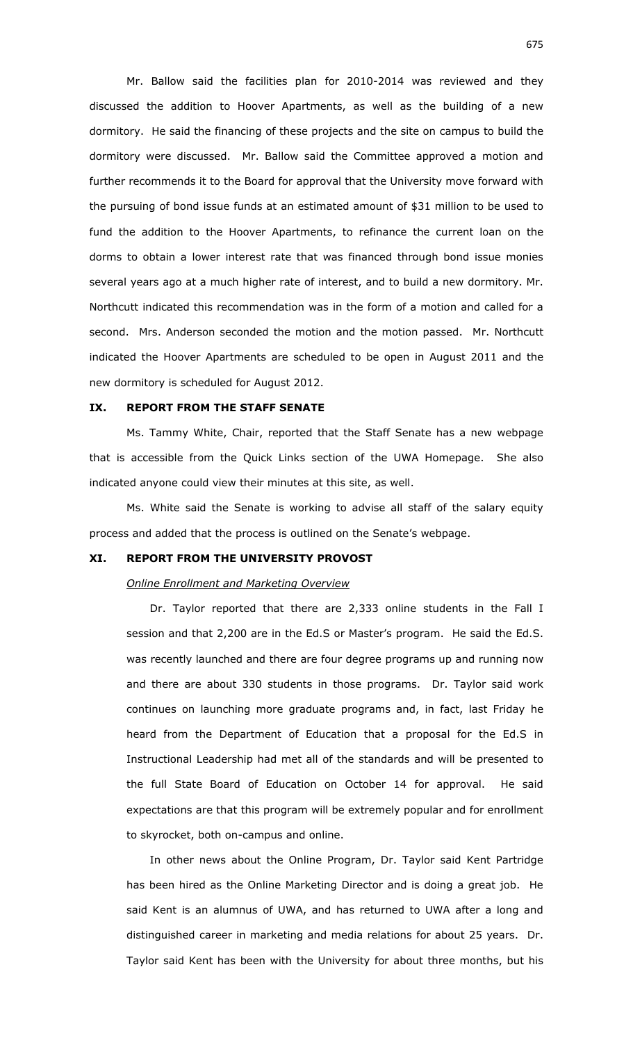Mr. Ballow said the facilities plan for 2010-2014 was reviewed and they discussed the addition to Hoover Apartments, as well as the building of a new dormitory. He said the financing of these projects and the site on campus to build the dormitory were discussed. Mr. Ballow said the Committee approved a motion and further recommends it to the Board for approval that the University move forward with the pursuing of bond issue funds at an estimated amount of $31 million to be used to fund the addition to the Hoover Apartments, to refinance the current loan on the dorms to obtain a lower interest rate that was financed through bond issue monies several years ago at a much higher rate of interest, and to build a new dormitory. Mr. Northcutt indicated this recommendation was in the form of a motion and called for a second. Mrs. Anderson seconded the motion and the motion passed. Mr. Northcutt indicated the Hoover Apartments are scheduled to be open in August 2011 and the new dormitory is scheduled for August 2012.

## IX. REPORT FROM THE STAFF SENATE

Ms. Tammy White, Chair, reported that the Staff Senate has a new webpage that is accessible from the Quick Links section of the UWA Homepage. She also indicated anyone could view their minutes at this site, as well.

Ms. White said the Senate is working to advise all staff of the salary equity process and added that the process is outlined on the Senate's webpage.

## XI. REPORT FROM THE UNIVERSITY PROVOST

*Online Enrollment and Marketing Overview*

Dr. Taylor reported that there are 2,333 online students in the Fall I session and that 2,200 are in the Ed.S or Master's program. He said the Ed.S. was recently launched and there are four degree programs up and running now and there are about 330 students in those programs. Dr. Taylor said work continues on launching more graduate programs and, in fact, last Friday he heard from the Department of Education that a proposal for the Ed.S in Instructional Leadership had met all of the standards and will be presented to the full State Board of Education on October 14 for approval. He said expectations are that this program will be extremely popular and for enrollment to skyrocket, both on-campus and online.

In other news about the Online Program, Dr. Taylor said Kent Partridge has been hired as the Online Marketing Director and is doing a great job. He said Kent is an alumnus of UWA, and has returned to UWA after a long and distinguished career in marketing and media relations for about 25 years. Dr. Taylor said Kent has been with the University for about three months, but his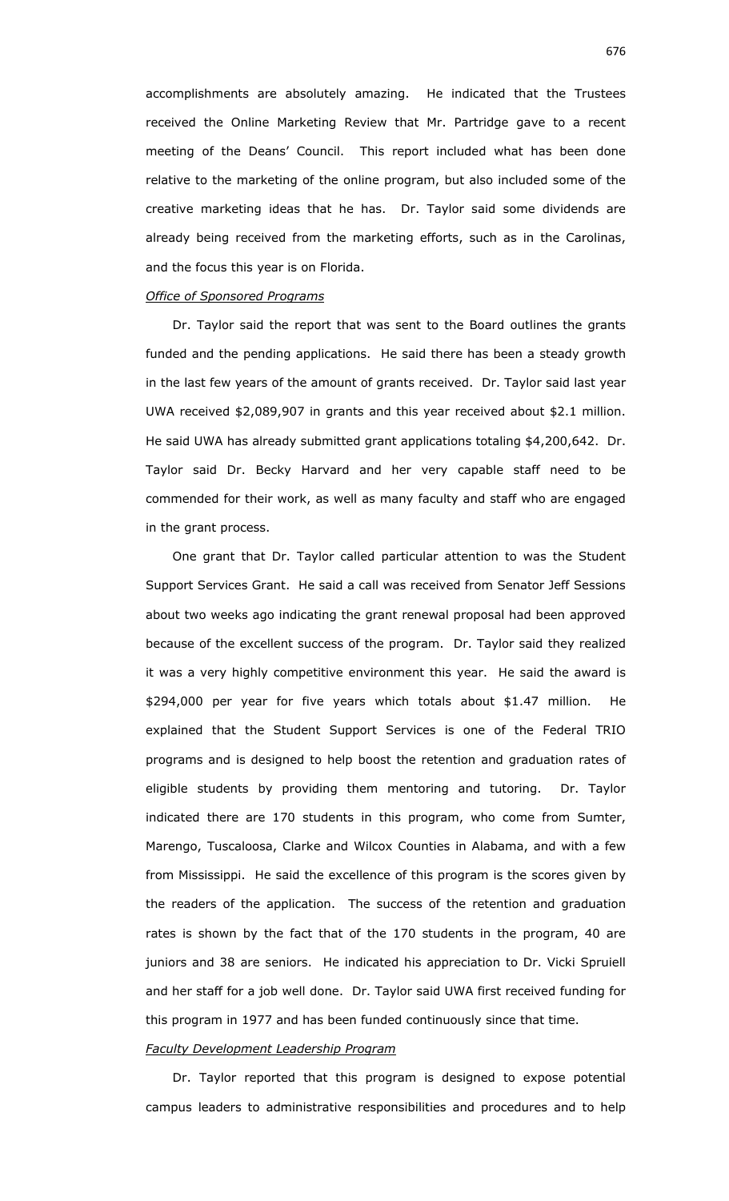accomplishments are absolutely amazing. He indicated that the Trustees received the Online Marketing Review that Mr. Partridge gave to a recent meeting of the Deans' Council. This report included what has been done relative to the marketing of the online program, but also included some of the creative marketing ideas that he has. Dr. Taylor said some dividends are already being received from the marketing efforts, such as in the Carolinas, and the focus this year is on Florida.

*Office of Sponsored Programs*

Dr. Taylor said the report that was sent to the Board outlines the grants funded and the pending applications. He said there has been a steady growth in the last few years of the amount of grants received. Dr. Taylor said last year UWA received $2,089,907 in grants and this year received about $2.1 million. He said UWA has already submitted grant applications totaling $4,200,642. Dr. Taylor said Dr. Becky Harvard and her very capable staff need to be commended for their work, as well as many faculty and staff who are engaged in the grant process.

One grant that Dr. Taylor called particular attention to was the Student Support Services Grant. He said a call was received from Senator Jeff Sessions about two weeks ago indicating the grant renewal proposal had been approved because of the excellent success of the program. Dr. Taylor said they realized it was a very highly competitive environment this year. He said the award is $294,000 per year for five years which totals about $1.47 million. He explained that the Student Support Services is one of the Federal TRIO programs and is designed to help boost the retention and graduation rates of eligible students by providing them mentoring and tutoring. Dr. Taylor indicated there are 170 students in this program, who come from Sumter, Marengo, Tuscaloosa, Clarke and Wilcox Counties in Alabama, and with a few from Mississippi. He said the excellence of this program is the scores given by the readers of the application. The success of the retention and graduation rates is shown by the fact that of the 170 students in the program, 40 are juniors and 38 are seniors. He indicated his appreciation to Dr. Vicki Spruiell and her staff for a job well done. Dr. Taylor said UWA first received funding for this program in 1977 and has been funded continuously since that time.

*Faculty Development Leadership Program*

Dr. Taylor reported that this program is designed to expose potential campus leaders to administrative responsibilities and procedures and to help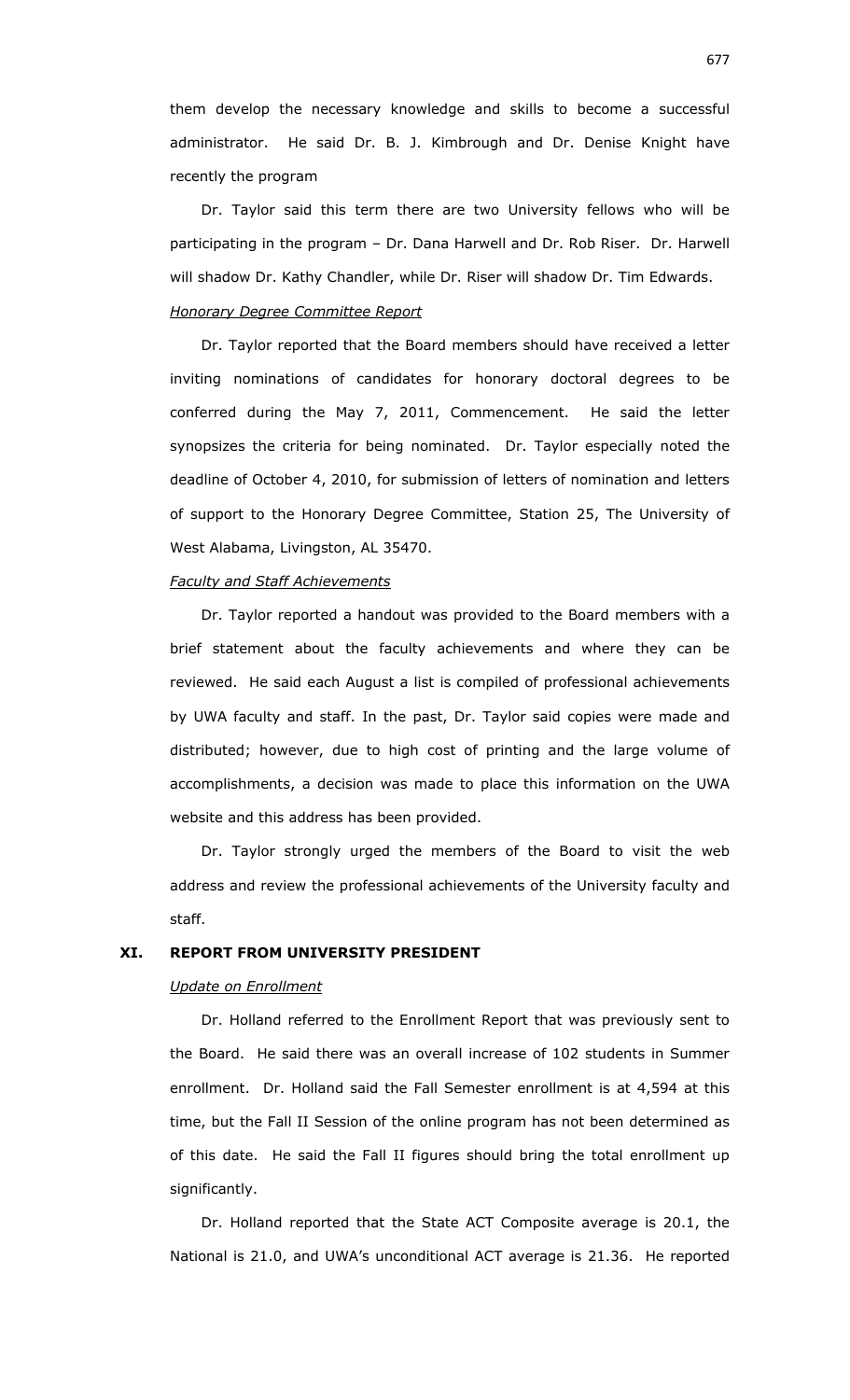them develop the necessary knowledge and skills to become a successful administrator. He said Dr. B. J. Kimbrough and Dr. Denise Knight have recently the program

Dr. Taylor said this term there are two University fellows who will be participating in the program – Dr. Dana Harwell and Dr. Rob Riser. Dr. Harwell will shadow Dr. Kathy Chandler, while Dr. Riser will shadow Dr. Tim Edwards.

*Honorary Degree Committee Report*

Dr. Taylor reported that the Board members should have received a letter inviting nominations of candidates for honorary doctoral degrees to be conferred during the May 7, 2011, Commencement. He said the letter synopsizes the criteria for being nominated. Dr. Taylor especially noted the deadline of October 4, 2010, for submission of letters of nomination and letters of support to the Honorary Degree Committee, Station 25, The University of West Alabama, Livingston, AL 35470.

*Faculty and Staff Achievements*

Dr. Taylor reported a handout was provided to the Board members with a brief statement about the faculty achievements and where they can be reviewed. He said each August a list is compiled of professional achievements by UWA faculty and staff. In the past, Dr. Taylor said copies were made and distributed; however, due to high cost of printing and the large volume of accomplishments, a decision was made to place this information on the UWA website and this address has been provided.

Dr. Taylor strongly urged the members of the Board to visit the web address and review the professional achievements of the University faculty and staff.

## XI. REPORT FROM UNIVERSITY PRESIDENT

*Update on Enrollment*

Dr. Holland referred to the Enrollment Report that was previously sent to the Board. He said there was an overall increase of 102 students in Summer enrollment. Dr. Holland said the Fall Semester enrollment is at 4,594 at this time, but the Fall II Session of the online program has not been determined as of this date. He said the Fall II figures should bring the total enrollment up significantly.

Dr. Holland reported that the State ACT Composite average is 20.1, the National is 21.0, and UWA's unconditional ACT average is 21.36. He reported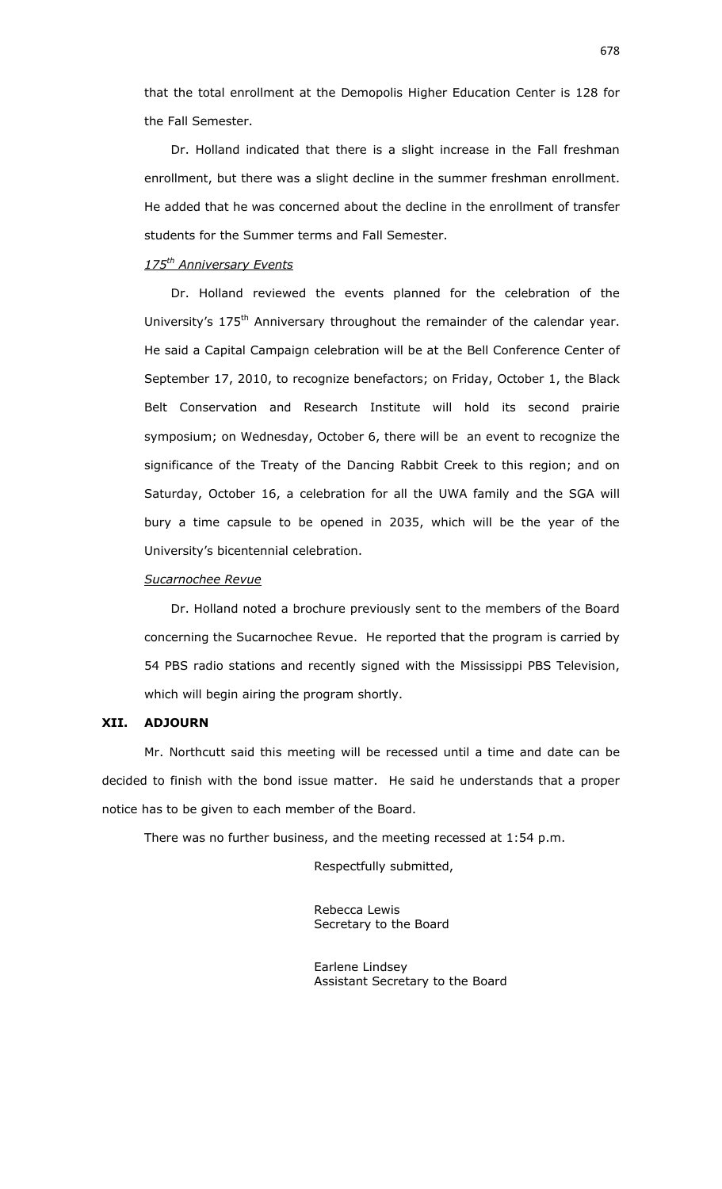that the total enrollment at the Demopolis Higher Education Center is 128 for the Fall Semester.

Dr. Holland indicated that there is a slight increase in the Fall freshman enrollment, but there was a slight decline in the summer freshman enrollment. He added that he was concerned about the decline in the enrollment of transfer students for the Summer terms and Fall Semester.

*175th Anniversary Events*

Dr. Holland reviewed the events planned for the celebration of the University's 175th Anniversary throughout the remainder of the calendar year. He said a Capital Campaign celebration will be at the Bell Conference Center of September 17, 2010, to recognize benefactors; on Friday, October 1, the Black Belt Conservation and Research Institute will hold its second prairie symposium; on Wednesday, October 6, there will be an event to recognize the significance of the Treaty of the Dancing Rabbit Creek to this region; and on Saturday, October 16, a celebration for all the UWA family and the SGA will bury a time capsule to be opened in 2035, which will be the year of the University's bicentennial celebration.

*Sucarnochee Revue*

Dr. Holland noted a brochure previously sent to the members of the Board concerning the Sucarnochee Revue. He reported that the program is carried by 54 PBS radio stations and recently signed with the Mississippi PBS Television, which will begin airing the program shortly.

## XII. ADJOURN

Mr. Northcutt said this meeting will be recessed until a time and date can be decided to finish with the bond issue matter. He said he understands that a proper notice has to be given to each member of the Board.

There was no further business, and the meeting recessed at 1:54 p.m.

Respectfully submitted,

Rebecca Lewis
Secretary to the Board

Earlene Lindsey
Assistant Secretary to the Board